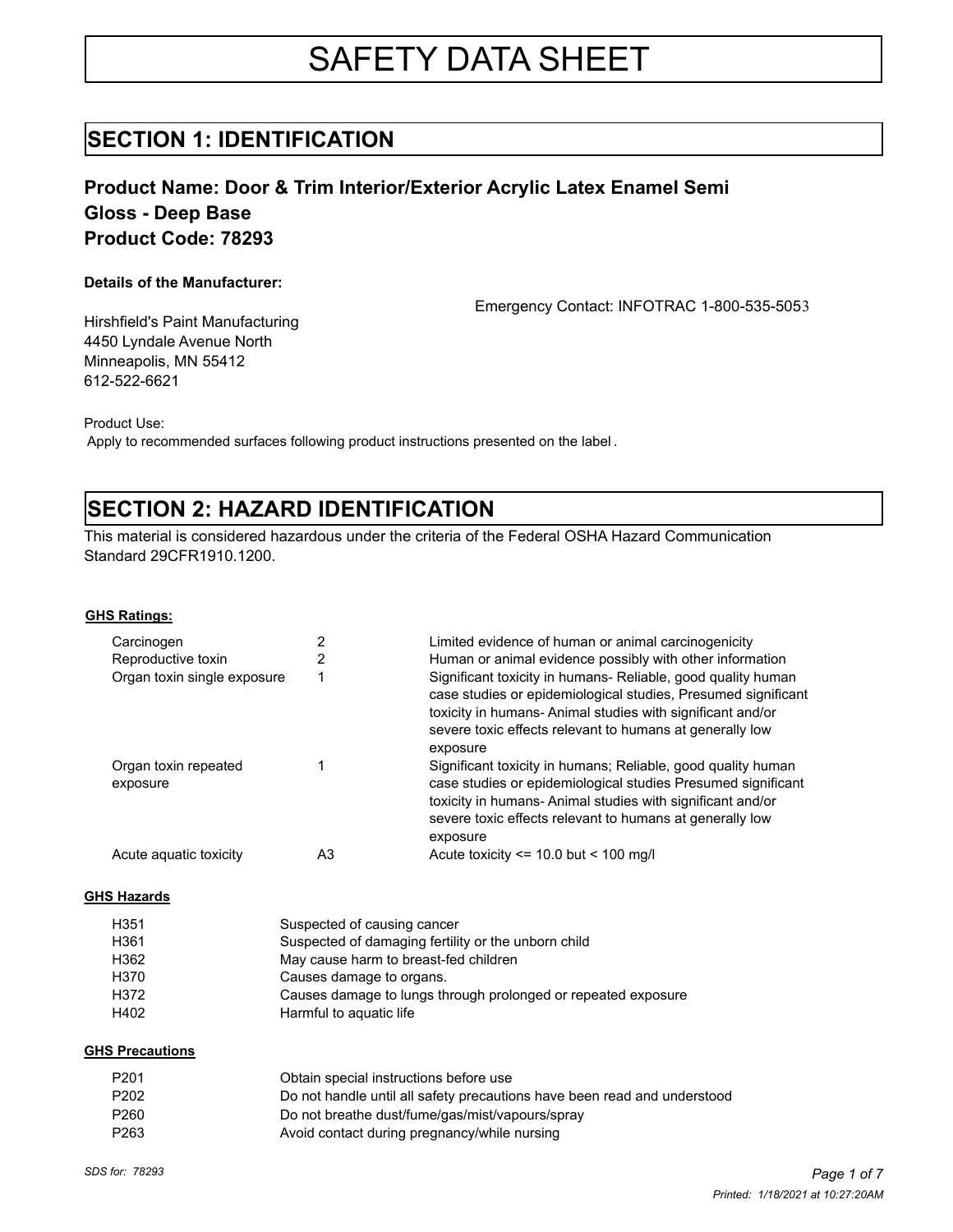# SAFETY DATA SHEET

## SECTION 1: IDENTIFICATION

### Product Name: Door & Trim Interior/Exterior Acrylic Latex Enamel Semi Gloss - Deep Base
### Product Code: 78293

**Details of the Manufacturer:**

Emergency Contact: INFOTRAC 1-800-535-5053

Hirshfield's Paint Manufacturing
4450 Lyndale Avenue North
Minneapolis, MN 55412
612-522-6621

Product Use:
Apply to recommended surfaces following product instructions presented on the label.

## SECTION 2: HAZARD IDENTIFICATION

This material is considered hazardous under the criteria of the Federal OSHA Hazard Communication Standard 29CFR1910.1200.

**GHS Ratings:**

| | | |
|---|---|---|
| Carcinogen | 2 | Limited evidence of human or animal carcinogenicity |
| Reproductive toxin | 2 | Human or animal evidence possibly with other information |
| Organ toxin single exposure | 1 | Significant toxicity in humans- Reliable, good quality human case studies or epidemiological studies, Presumed significant toxicity in humans- Animal studies with significant and/or severe toxic effects relevant to humans at generally low exposure |
| Organ toxin repeated exposure | 1 | Significant toxicity in humans; Reliable, good quality human case studies or epidemiological studies Presumed significant toxicity in humans- Animal studies with significant and/or severe toxic effects relevant to humans at generally low exposure |
| Acute aquatic toxicity | A3 | Acute toxicity <= 10.0 but < 100 mg/l |

**GHS Hazards**

| | |
|---|---|
| H351 | Suspected of causing cancer |
| H361 | Suspected of damaging fertility or the unborn child |
| H362 | May cause harm to breast-fed children |
| H370 | Causes damage to organs. |
| H372 | Causes damage to lungs through prolonged or repeated exposure |
| H402 | Harmful to aquatic life |

**GHS Precautions**

| | |
|---|---|
| P201 | Obtain special instructions before use |
| P202 | Do not handle until all safety precautions have been read and understood |
| P260 | Do not breathe dust/fume/gas/mist/vapours/spray |
| P263 | Avoid contact during pregnancy/while nursing |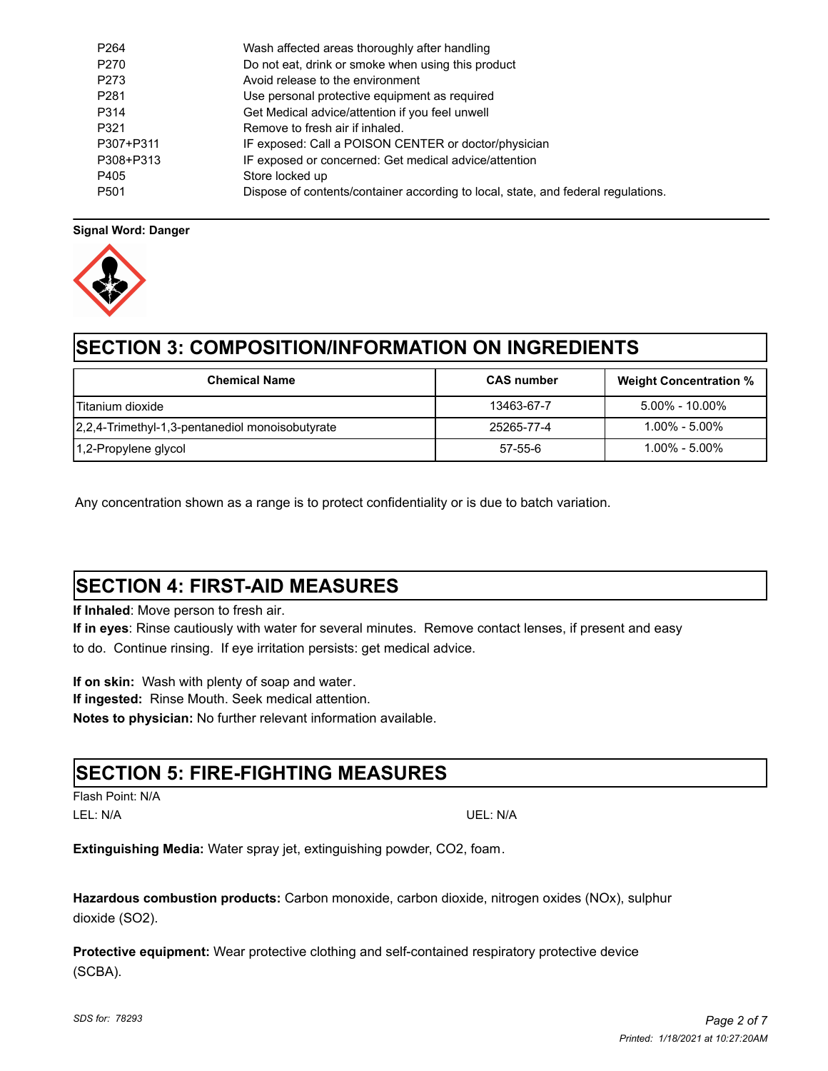| | |
|---|---|
| P264 | Wash affected areas thoroughly after handling |
| P270 | Do not eat, drink or smoke when using this product |
| P273 | Avoid release to the environment |
| P281 | Use personal protective equipment as required |
| P314 | Get Medical advice/attention if you feel unwell |
| P321 | Remove to fresh air if inhaled. |
| P307+P311 | IF exposed: Call a POISON CENTER or doctor/physician |
| P308+P313 | IF exposed or concerned: Get medical advice/attention |
| P405 | Store locked up |
| P501 | Dispose of contents/container according to local, state, and federal regulations. |

**Signal Word: Danger**

# SECTION 3: COMPOSITION/INFORMATION ON INGREDIENTS

| Chemical Name | CAS number | Weight Concentration % |
|---|---|---|
| Titanium dioxide | 13463-67-7 | 5.00% - 10.00% |
| 2,2,4-Trimethyl-1,3-pentanediol monoisobutyrate | 25265-77-4 | 1.00% - 5.00% |
| 1,2-Propylene glycol | 57-55-6 | 1.00% - 5.00% |

Any concentration shown as a range is to protect confidentiality or is due to batch variation.

# SECTION 4: FIRST-AID MEASURES

**If Inhaled**: Move person to fresh air.
**If in eyes**: Rinse cautiously with water for several minutes. Remove contact lenses, if present and easy to do. Continue rinsing. If eye irritation persists: get medical advice.

**If on skin:** Wash with plenty of soap and water.
**If ingested:** Rinse Mouth. Seek medical attention.
**Notes to physician:** No further relevant information available.

# SECTION 5: FIRE-FIGHTING MEASURES

Flash Point: N/A
LEL: N/A
UEL: N/A

**Extinguishing Media:** Water spray jet, extinguishing powder, $CO_2$, foam.

**Hazardous combustion products:** Carbon monoxide, carbon dioxide, nitrogen oxides ($NO_x$), sulphur dioxide ($SO_2$).

**Protective equipment:** Wear protective clothing and self-contained respiratory protective device (SCBA).

*SDS for: 78293*

*Printed: 1/18/2021 at 10:27:20AM*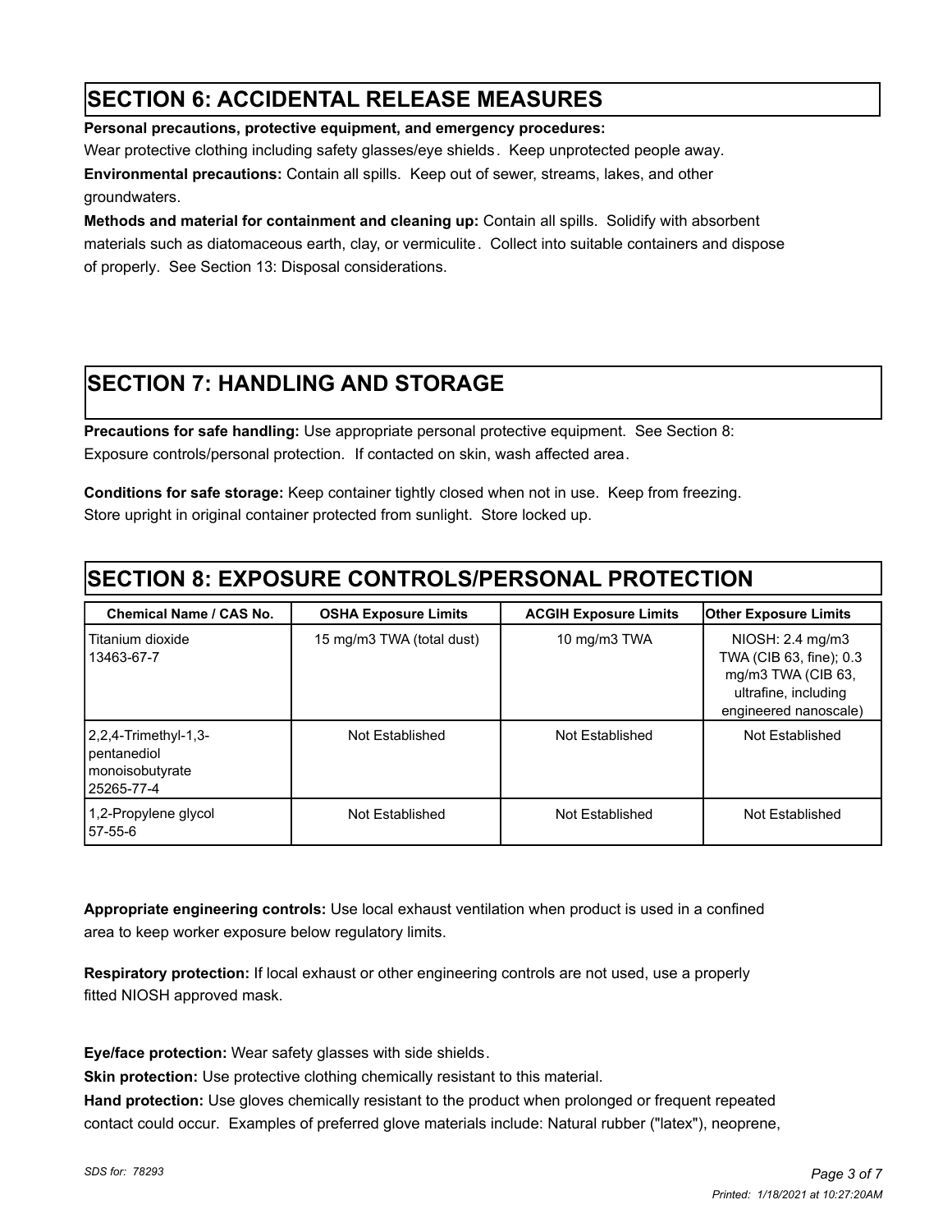## SECTION 6: ACCIDENTAL RELEASE MEASURES

**Personal precautions, protective equipment, and emergency procedures:**
Wear protective clothing including safety glasses/eye shields. Keep unprotected people away.

**Environmental precautions:** Contain all spills. Keep out of sewer, streams, lakes, and other groundwaters.

**Methods and material for containment and cleaning up:** Contain all spills. Solidify with absorbent materials such as diatomaceous earth, clay, or vermiculite. Collect into suitable containers and dispose of properly. See Section 13: Disposal considerations.

## SECTION 7: HANDLING AND STORAGE

**Precautions for safe handling:** Use appropriate personal protective equipment. See Section 8: Exposure controls/personal protection. If contacted on skin, wash affected area.

**Conditions for safe storage:** Keep container tightly closed when not in use. Keep from freezing. Store upright in original container protected from sunlight. Store locked up.

## SECTION 8: EXPOSURE CONTROLS/PERSONAL PROTECTION

| Chemical Name / CAS No. | OSHA Exposure Limits | ACGIH Exposure Limits | Other Exposure Limits |
|---|---|---|---|
| Titanium dioxide 13463-67-7 | 15 mg/m3 TWA (total dust) | 10 mg/m3 TWA | NIOSH: 2.4 mg/m3 TWA (CIB 63, fine); 0.3 mg/m3 TWA (CIB 63, ultrafine, including engineered nanoscale) |
| 2,2,4-Trimethyl-1,3-pentanediol monoisobutyrate 25265-77-4 | Not Established | Not Established | Not Established |
| 1,2-Propylene glycol 57-55-6 | Not Established | Not Established | Not Established |

**Appropriate engineering controls:** Use local exhaust ventilation when product is used in a confined area to keep worker exposure below regulatory limits.

**Respiratory protection:** If local exhaust or other engineering controls are not used, use a properly fitted NIOSH approved mask.

**Eye/face protection:** Wear safety glasses with side shields.

**Skin protection:** Use protective clothing chemically resistant to this material.

**Hand protection:** Use gloves chemically resistant to the product when prolonged or frequent repeated contact could occur. Examples of preferred glove materials include: Natural rubber ("latex"), neoprene,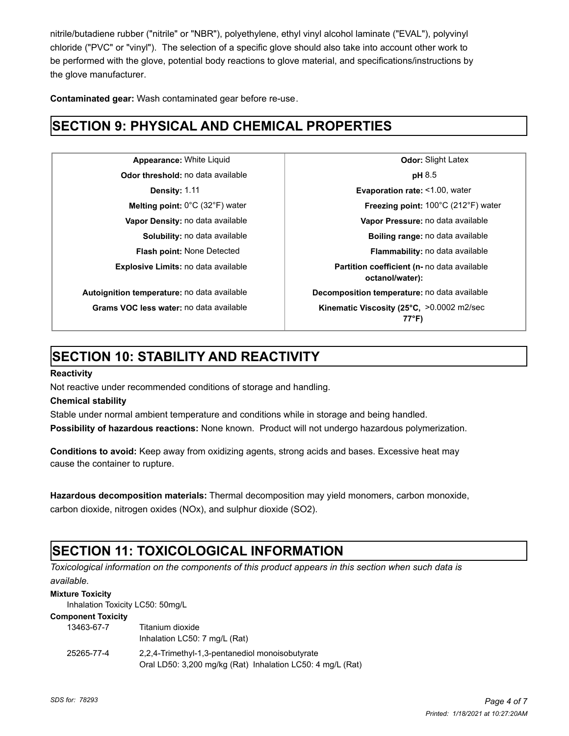nitrile/butadiene rubber ("nitrile" or "NBR"), polyethylene, ethyl vinyl alcohol laminate ("EVAL"), polyvinyl chloride ("PVC" or "vinyl"). The selection of a specific glove should also take into account other work to be performed with the glove, potential body reactions to glove material, and specifications/instructions by the glove manufacturer.

**Contaminated gear:** Wash contaminated gear before re-use.

## SECTION 9: PHYSICAL AND CHEMICAL PROPERTIES

| Property | Value | Property | Value |
|---|---|---|---|
| **Appearance:** | White Liquid | **Odor:** | Slight Latex |
| **Odor threshold:** | no data available | **pH** | 8.5 |
| **Density:** | 1.11 | **Evaporation rate:** | <1.00, water |
| **Melting point:** | 0°C (32°F) water | **Freezing point:** | 100°C (212°F) water |
| **Vapor Density:** | no data available | **Vapor Pressure:** | no data available |
| **Solubility:** | no data available | **Boiling range:** | no data available |
| **Flash point:** | None Detected | **Flammability:** | no data available |
| **Explosive Limits:** | no data available | **Partition coefficient (n-octanol/water):** | no data available |
| **Autoignition temperature:** | no data available | **Decomposition temperature:** | no data available |
| **Grams VOC less water:** | no data available | **Kinematic Viscosity (25°C, 77°F)** | >0.0002 m2/sec |

## SECTION 10: STABILITY AND REACTIVITY

**Reactivity**

Not reactive under recommended conditions of storage and handling.

**Chemical stability**

Stable under normal ambient temperature and conditions while in storage and being handled.

**Possibility of hazardous reactions:** None known. Product will not undergo hazardous polymerization.

**Conditions to avoid:** Keep away from oxidizing agents, strong acids and bases. Excessive heat may cause the container to rupture.

**Hazardous decomposition materials:** Thermal decomposition may yield monomers, carbon monoxide, carbon dioxide, nitrogen oxides (NOx), and sulphur dioxide (SO2).

## SECTION 11: TOXICOLOGICAL INFORMATION

*Toxicological information on the components of this product appears in this section when such data is available.*

**Mixture Toxicity**

Inhalation Toxicity LC50: 50mg/L

**Component Toxicity**

| CAS | Component |
|---|---|
| 13463-67-7 | Titanium dioxide<br>Inhalation LC50: 7 mg/L (Rat) |
| 25265-77-4 | 2,2,4-Trimethyl-1,3-pentanediol monoisobutyrate<br>Oral LD50: 3,200 mg/kg (Rat) Inhalation LC50: 4 mg/L (Rat) |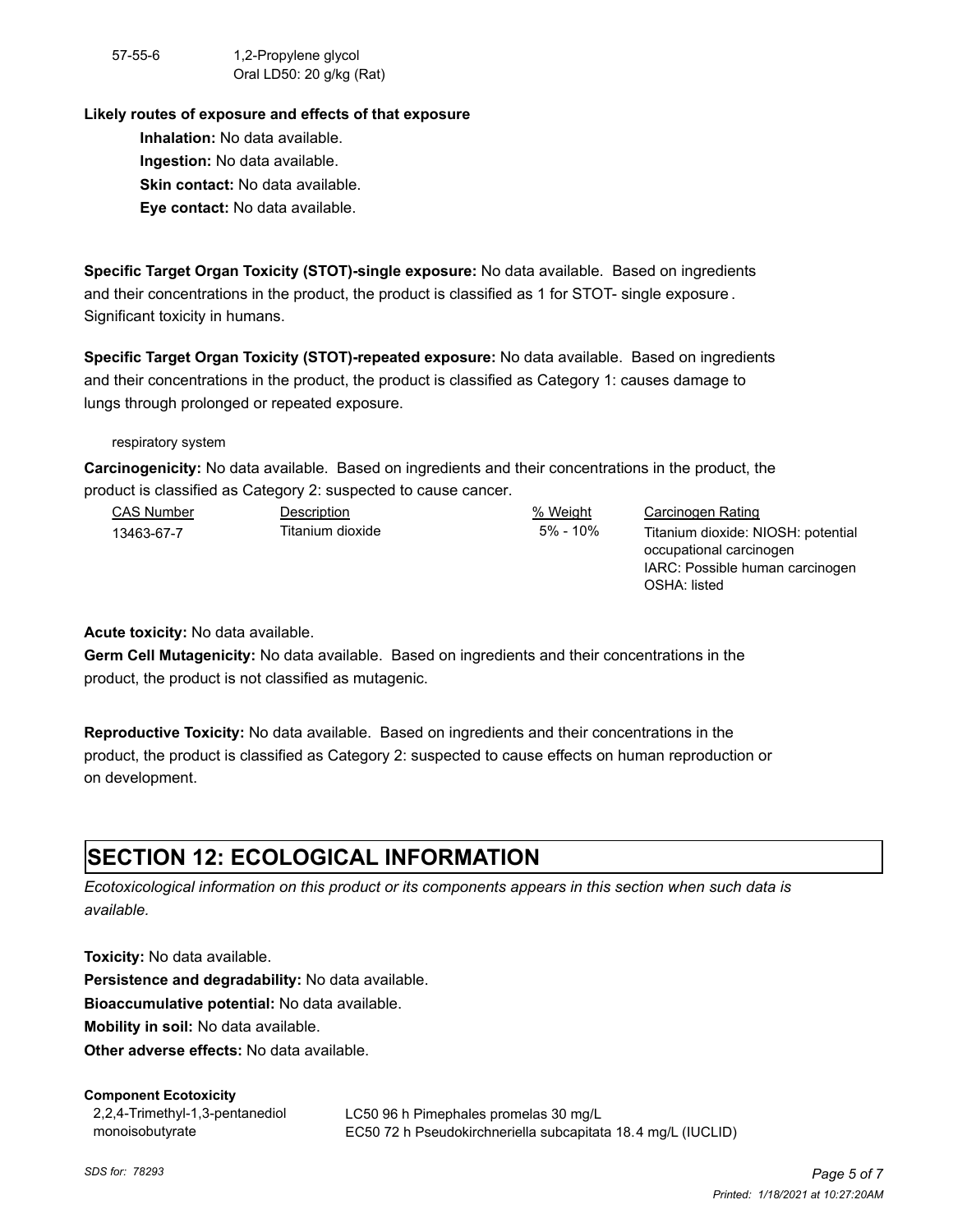| | |
|---|---|
| 57-55-6 | 1,2-Propylene glycol<br>Oral LD50: 20 g/kg (Rat) |

**Likely routes of exposure and effects of that exposure**

**Inhalation:** No data available.

**Ingestion:** No data available.

**Skin contact:** No data available.

**Eye contact:** No data available.

**Specific Target Organ Toxicity (STOT)-single exposure:** No data available. Based on ingredients and their concentrations in the product, the product is classified as 1 for STOT- single exposure. Significant toxicity in humans.

**Specific Target Organ Toxicity (STOT)-repeated exposure:** No data available. Based on ingredients and their concentrations in the product, the product is classified as Category 1: causes damage to lungs through prolonged or repeated exposure.

respiratory system

**Carcinogenicity:** No data available. Based on ingredients and their concentrations in the product, the product is classified as Category 2: suspected to cause cancer.

| CAS Number | Description | % Weight | Carcinogen Rating |
|---|---|---|---|
| 13463-67-7 | Titanium dioxide | 5% - 10% | Titanium dioxide: NIOSH: potential occupational carcinogen<br>IARC: Possible human carcinogen<br>OSHA: listed |

**Acute toxicity:** No data available.

**Germ Cell Mutagenicity:** No data available. Based on ingredients and their concentrations in the product, the product is not classified as mutagenic.

**Reproductive Toxicity:** No data available. Based on ingredients and their concentrations in the product, the product is classified as Category 2: suspected to cause effects on human reproduction or on development.

# SECTION 12: ECOLOGICAL INFORMATION

*Ecotoxicological information on this product or its components appears in this section when such data is available.*

**Toxicity:** No data available.

**Persistence and degradability:** No data available.

**Bioaccumulative potential:** No data available.

**Mobility in soil:** No data available.

**Other adverse effects:** No data available.

**Component Ecotoxicity**

| | |
|---|---|
| 2,2,4-Trimethyl-1,3-pentanediol monoisobutyrate | LC50 96 h Pimephales promelas 30 mg/L<br>EC50 72 h Pseudokirchneriella subcapitata 18.4 mg/L (IUCLID) |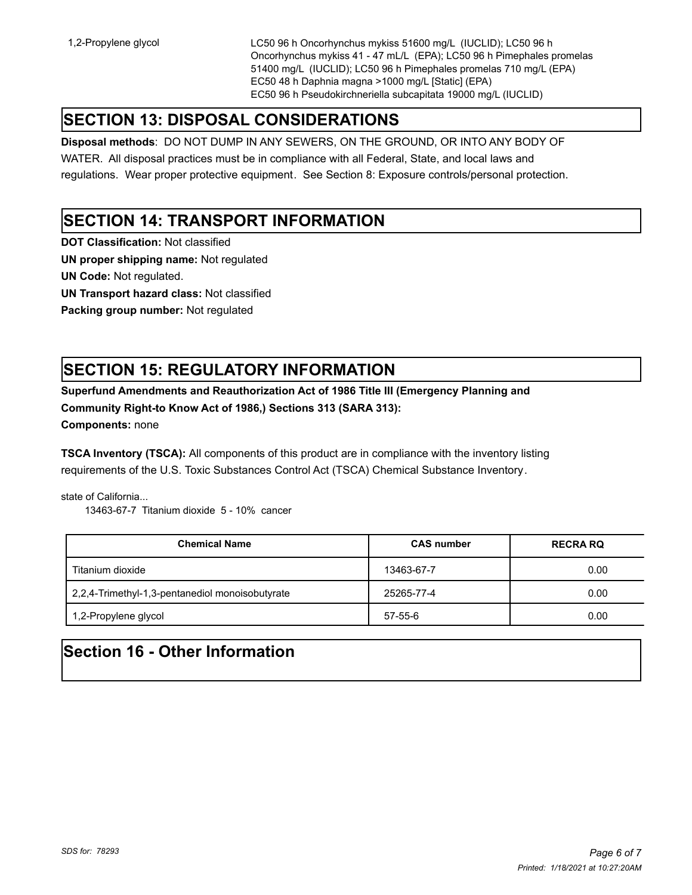| | |
|---|---|
| 1,2-Propylene glycol | LC50 96 h Oncorhynchus mykiss 51600 mg/L (IUCLID); LC50 96 h Oncorhynchus mykiss 41 - 47 mL/L (EPA); LC50 96 h Pimephales promelas 51400 mg/L (IUCLID); LC50 96 h Pimephales promelas 710 mg/L (EPA) EC50 48 h Daphnia magna >1000 mg/L [Static] (EPA) EC50 96 h Pseudokirchneriella subcapitata 19000 mg/L (IUCLID) |

## SECTION 13: DISPOSAL CONSIDERATIONS

**Disposal methods**: DO NOT DUMP IN ANY SEWERS, ON THE GROUND, OR INTO ANY BODY OF WATER. All disposal practices must be in compliance with all Federal, State, and local laws and regulations. Wear proper protective equipment. See Section 8: Exposure controls/personal protection.

## SECTION 14: TRANSPORT INFORMATION

**DOT Classification:** Not classified

**UN proper shipping name:** Not regulated

**UN Code:** Not regulated.

**UN Transport hazard class:** Not classified

**Packing group number:** Not regulated

## SECTION 15: REGULATORY INFORMATION

**Superfund Amendments and Reauthorization Act of 1986 Title III (Emergency Planning and Community Right-to Know Act of 1986,) Sections 313 (SARA 313):**

**Components:** none

**TSCA Inventory (TSCA):** All components of this product are in compliance with the inventory listing requirements of the U.S. Toxic Substances Control Act (TSCA) Chemical Substance Inventory.

state of California...

13463-67-7 Titanium dioxide 5 - 10% cancer

| Chemical Name | CAS number | RECRA RQ |
|---|---|---|
| Titanium dioxide | 13463-67-7 | 0.00 |
| 2,2,4-Trimethyl-1,3-pentanediol monoisobutyrate | 25265-77-4 | 0.00 |
| 1,2-Propylene glycol | 57-55-6 | 0.00 |

## Section 16 - Other Information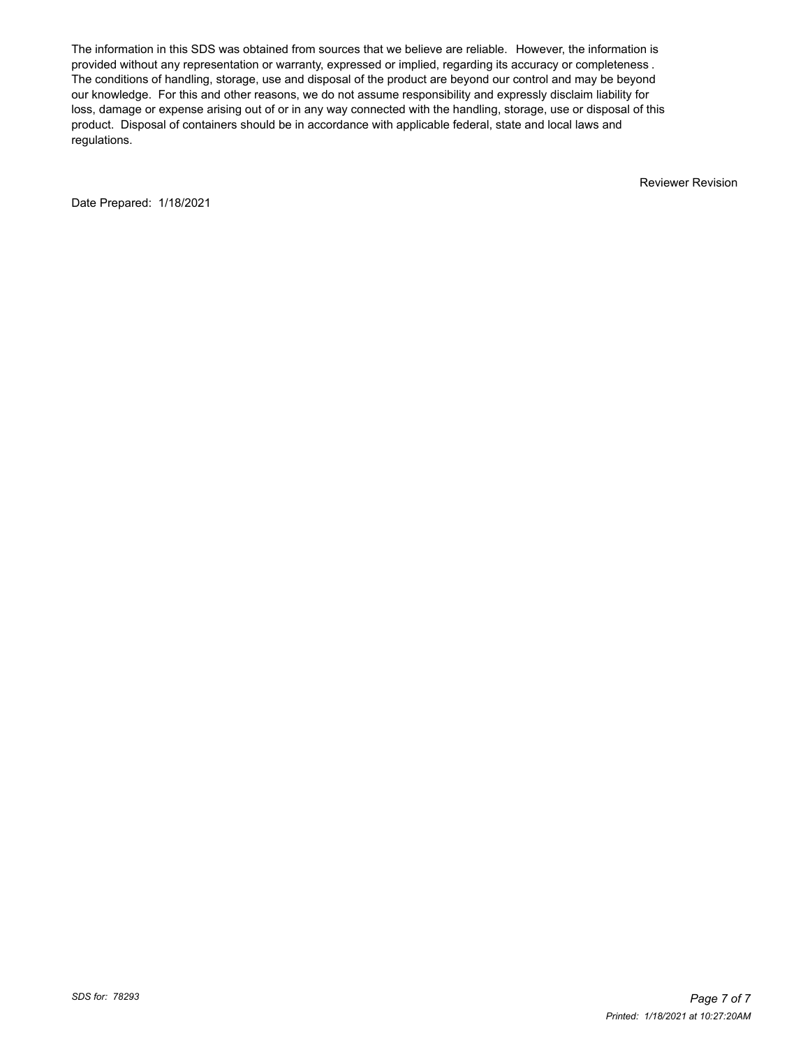The information in this SDS was obtained from sources that we believe are reliable. However, the information is provided without any representation or warranty, expressed or implied, regarding its accuracy or completeness . The conditions of handling, storage, use and disposal of the product are beyond our control and may be beyond our knowledge. For this and other reasons, we do not assume responsibility and expressly disclaim liability for loss, damage or expense arising out of or in any way connected with the handling, storage, use or disposal of this product. Disposal of containers should be in accordance with applicable federal, state and local laws and regulations.

Reviewer Revision

Date Prepared: 1/18/2021